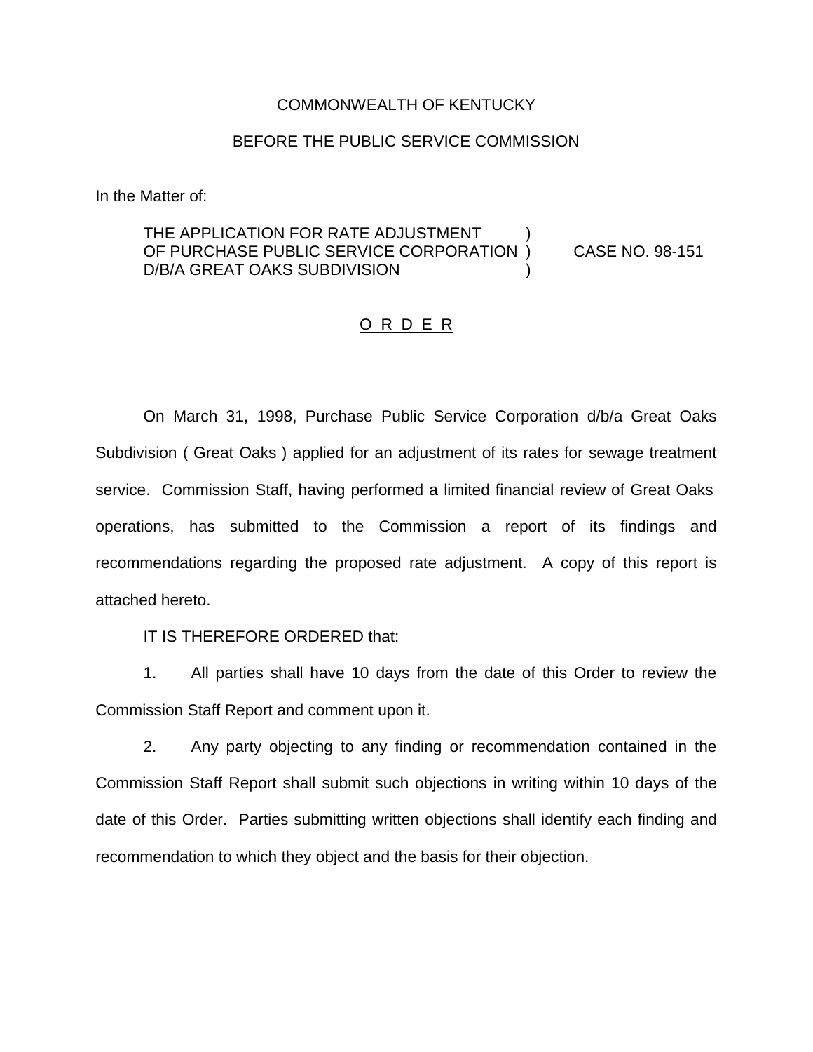COMMONWEALTH OF KENTUCKY

BEFORE THE PUBLIC SERVICE COMMISSION

In the Matter of:

THE APPLICATION FOR RATE ADJUSTMENT )
OF PURCHASE PUBLIC SERVICE CORPORATION ) CASE NO. 98-151
D/B/A GREAT OAKS SUBDIVISION )

# O R D E R

On March 31, 1998, Purchase Public Service Corporation d/b/a Great Oaks Subdivision ( Great Oaks ) applied for an adjustment of its rates for sewage treatment service. Commission Staff, having performed a limited financial review of Great Oaks operations, has submitted to the Commission a report of its findings and recommendations regarding the proposed rate adjustment. A copy of this report is attached hereto.

IT IS THEREFORE ORDERED that:

1. All parties shall have 10 days from the date of this Order to review the Commission Staff Report and comment upon it.

2. Any party objecting to any finding or recommendation contained in the Commission Staff Report shall submit such objections in writing within 10 days of the date of this Order. Parties submitting written objections shall identify each finding and recommendation to which they object and the basis for their objection.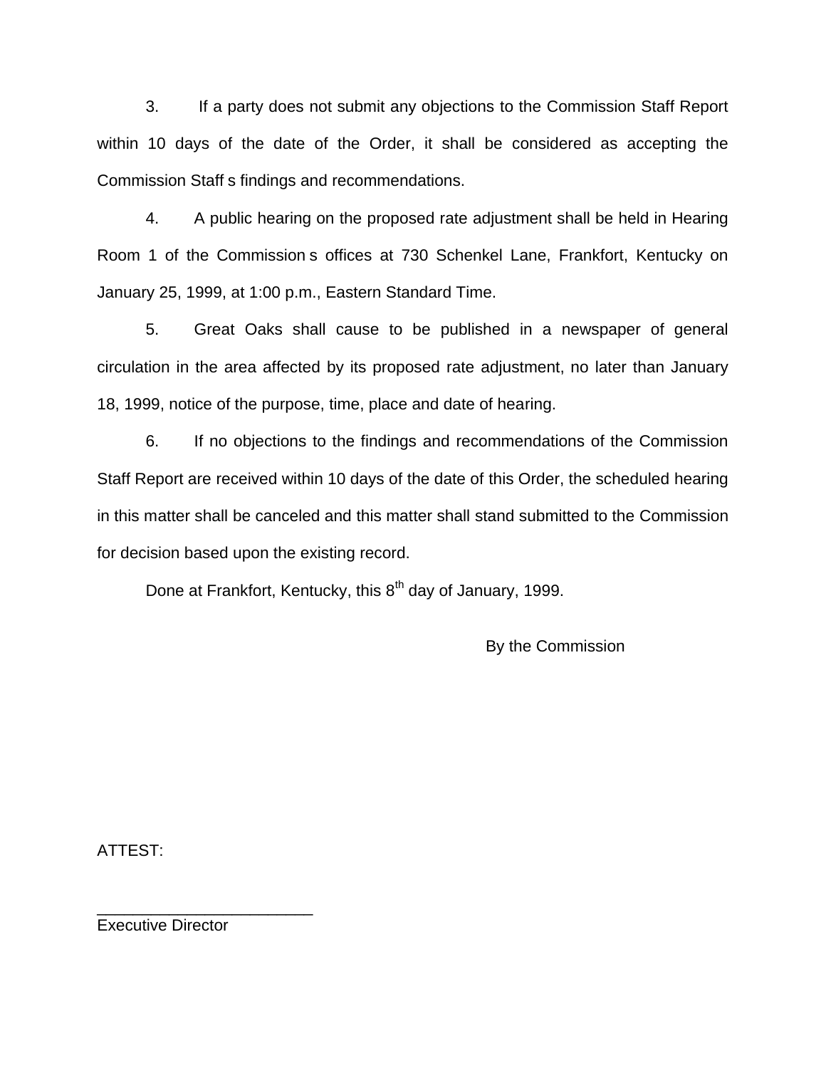3. If a party does not submit any objections to the Commission Staff Report within 10 days of the date of the Order, it shall be considered as accepting the Commission Staff s findings and recommendations.

4. A public hearing on the proposed rate adjustment shall be held in Hearing Room 1 of the Commission s offices at 730 Schenkel Lane, Frankfort, Kentucky on January 25, 1999, at 1:00 p.m., Eastern Standard Time.

5. Great Oaks shall cause to be published in a newspaper of general circulation in the area affected by its proposed rate adjustment, no later than January 18, 1999, notice of the purpose, time, place and date of hearing.

6. If no objections to the findings and recommendations of the Commission Staff Report are received within 10 days of the date of this Order, the scheduled hearing in this matter shall be canceled and this matter shall stand submitted to the Commission for decision based upon the existing record.

Done at Frankfort, Kentucky, this 8th day of January, 1999.

By the Commission

ATTEST:

________________________
Executive Director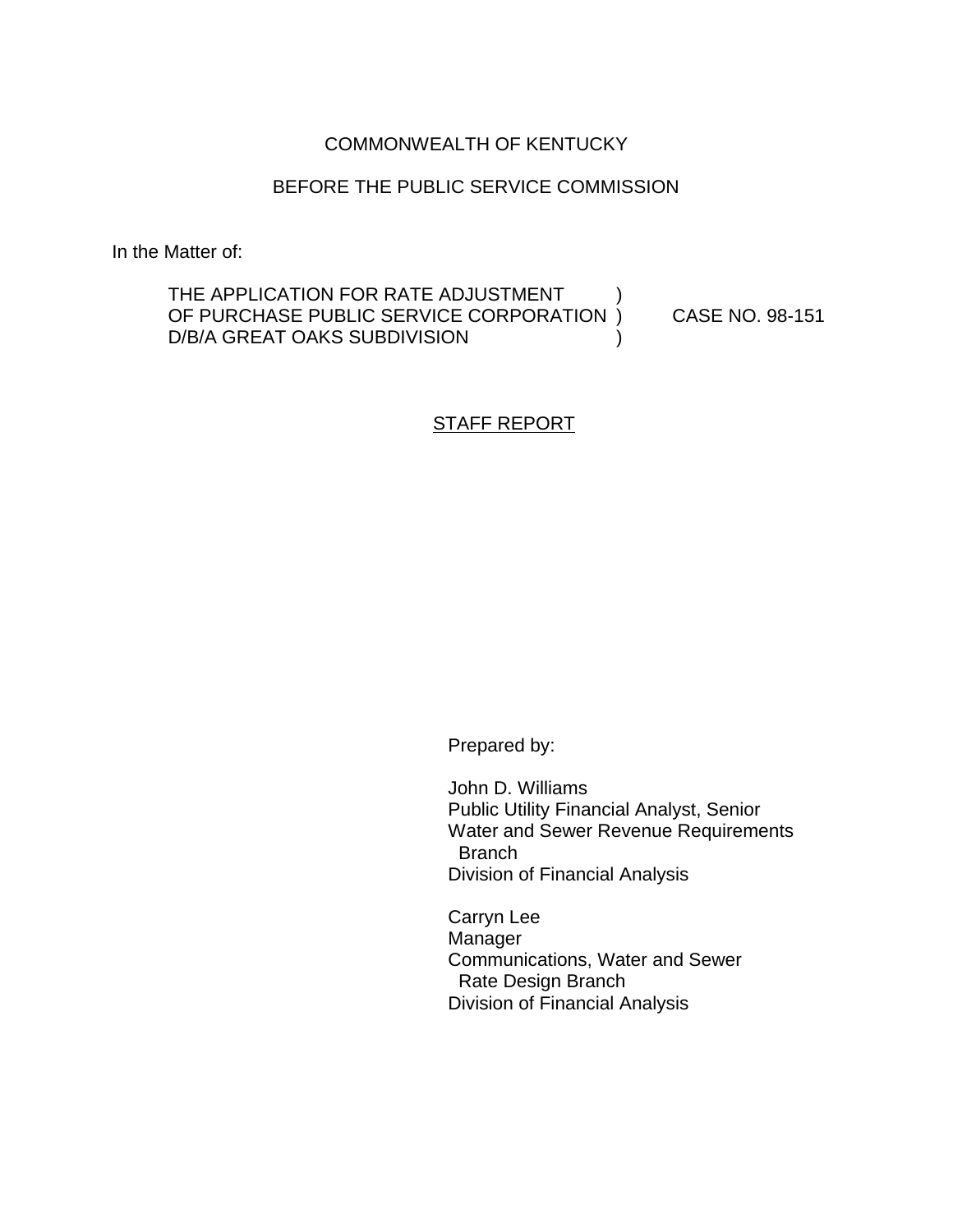COMMONWEALTH OF KENTUCKY

BEFORE THE PUBLIC SERVICE COMMISSION

In the Matter of:

| | | |
|---|---|---|
| THE APPLICATION FOR RATE ADJUSTMENT | ) | |
| OF PURCHASE PUBLIC SERVICE CORPORATION | ) | CASE NO. 98-151 |
| D/B/A GREAT OAKS SUBDIVISION | ) | |

STAFF REPORT

Prepared by:

John D. Williams
Public Utility Financial Analyst, Senior
Water and Sewer Revenue Requirements Branch
Division of Financial Analysis

Carryn Lee
Manager
Communications, Water and Sewer Rate Design Branch
Division of Financial Analysis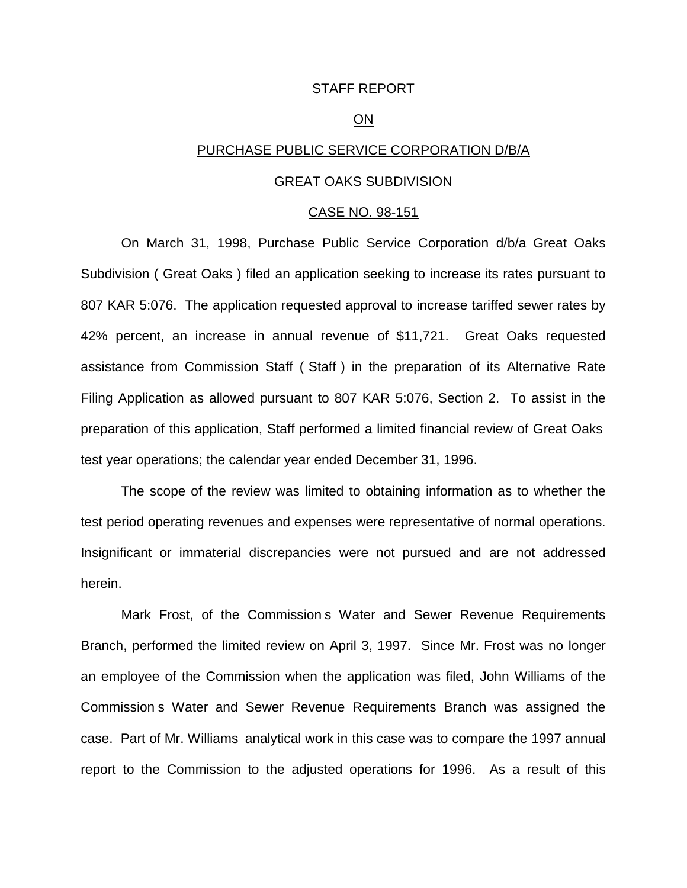STAFF REPORT

ON

PURCHASE PUBLIC SERVICE CORPORATION D/B/A

GREAT OAKS SUBDIVISION

CASE NO. 98-151

On March 31, 1998, Purchase Public Service Corporation d/b/a Great Oaks Subdivision ( Great Oaks ) filed an application seeking to increase its rates pursuant to 807 KAR 5:076. The application requested approval to increase tariffed sewer rates by 42% percent, an increase in annual revenue of $11,721. Great Oaks requested assistance from Commission Staff ( Staff ) in the preparation of its Alternative Rate Filing Application as allowed pursuant to 807 KAR 5:076, Section 2. To assist in the preparation of this application, Staff performed a limited financial review of Great Oaks test year operations; the calendar year ended December 31, 1996.

The scope of the review was limited to obtaining information as to whether the test period operating revenues and expenses were representative of normal operations. Insignificant or immaterial discrepancies were not pursued and are not addressed herein.

Mark Frost, of the Commission s Water and Sewer Revenue Requirements Branch, performed the limited review on April 3, 1997. Since Mr. Frost was no longer an employee of the Commission when the application was filed, John Williams of the Commission s Water and Sewer Revenue Requirements Branch was assigned the case. Part of Mr. Williams analytical work in this case was to compare the 1997 annual report to the Commission to the adjusted operations for 1996. As a result of this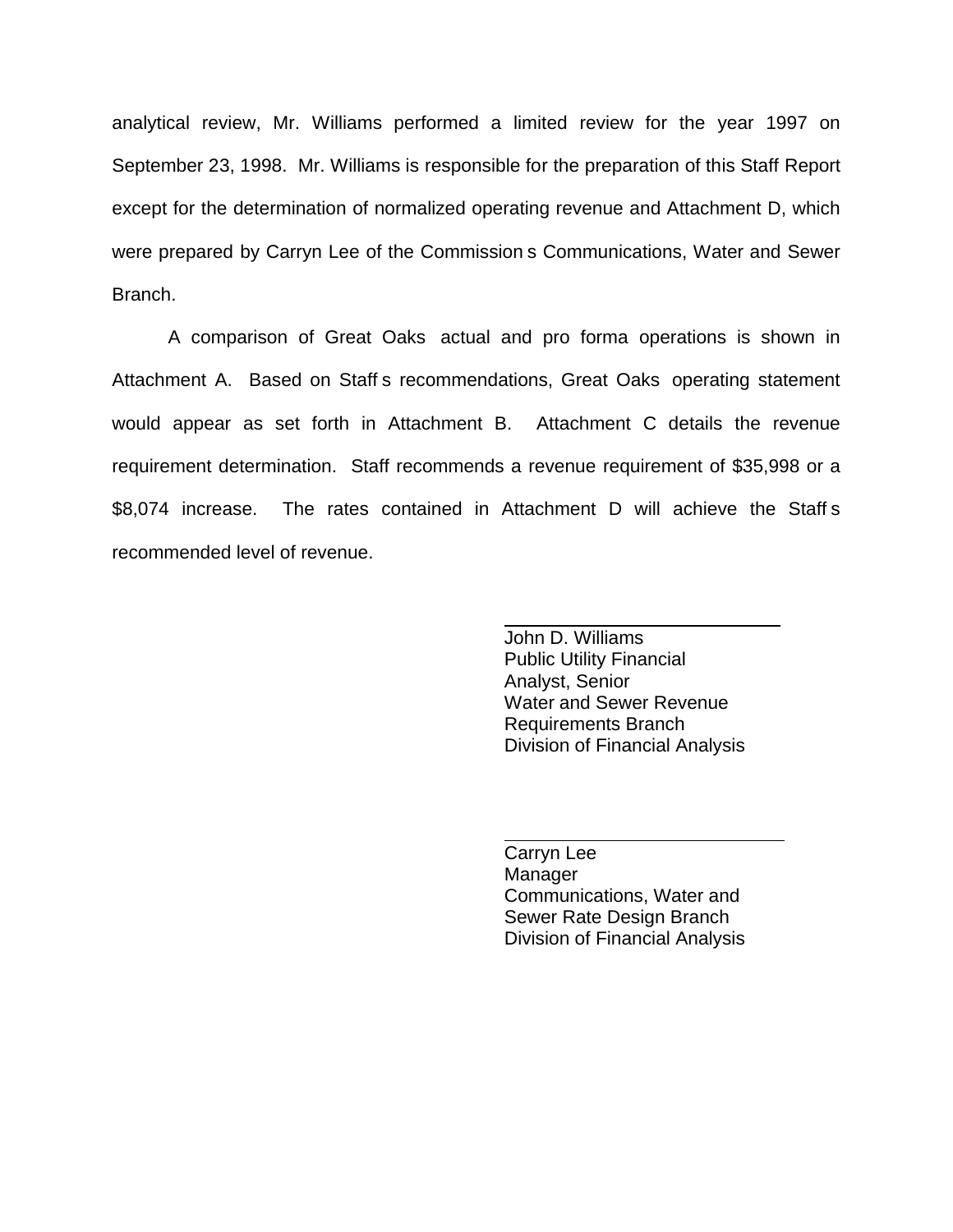analytical review, Mr. Williams performed a limited review for the year 1997 on September 23, 1998. Mr. Williams is responsible for the preparation of this Staff Report except for the determination of normalized operating revenue and Attachment D, which were prepared by Carryn Lee of the Commission s Communications, Water and Sewer Branch.

A comparison of Great Oaks actual and pro forma operations is shown in Attachment A. Based on Staff s recommendations, Great Oaks operating statement would appear as set forth in Attachment B. Attachment C details the revenue requirement determination. Staff recommends a revenue requirement of $35,998 or a $8,074 increase. The rates contained in Attachment D will achieve the Staff s recommended level of revenue.

John D. Williams
Public Utility Financial
Analyst, Senior
Water and Sewer Revenue
Requirements Branch
Division of Financial Analysis

Carryn Lee
Manager
Communications, Water and
Sewer Rate Design Branch
Division of Financial Analysis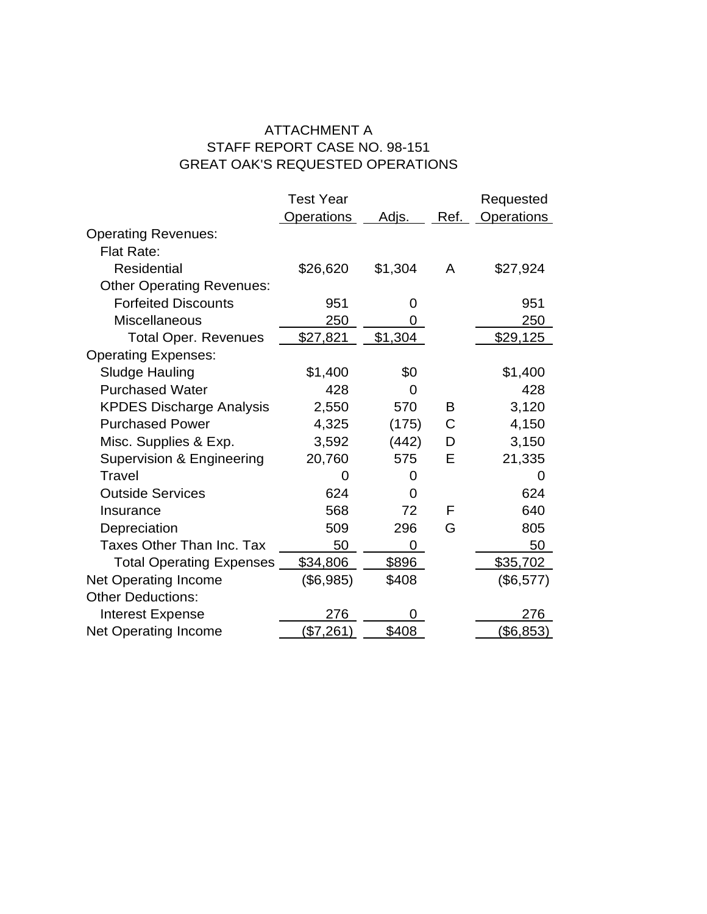# ATTACHMENT A
## STAFF REPORT CASE NO. 98-151
## GREAT OAK'S REQUESTED OPERATIONS

| | Test Year Operations | Adjs. | Ref. | Requested Operations |
|---|---|---|---|---|
| Operating Revenues: | | | | |
| Flat Rate: | | | | |
| Residential | $26,620 | $1,304 | A | $27,924 |
| Other Operating Revenues: | | | | |
| Forfeited Discounts | 951 | 0 | | 951 |
| Miscellaneous | 250 | 0 | | 250 |
| Total Oper. Revenues | $27,821 | $1,304 | | $29,125 |
| Operating Expenses: | | | | |
| Sludge Hauling | $1,400 | $0 | | $1,400 |
| Purchased Water | 428 | 0 | | 428 |
| KPDES Discharge Analysis | 2,550 | 570 | B | 3,120 |
| Purchased Power | 4,325 | (175) | C | 4,150 |
| Misc. Supplies & Exp. | 3,592 | (442) | D | 3,150 |
| Supervision & Engineering | 20,760 | 575 | E | 21,335 |
| Travel | 0 | 0 | | 0 |
| Outside Services | 624 | 0 | | 624 |
| Insurance | 568 | 72 | F | 640 |
| Depreciation | 509 | 296 | G | 805 |
| Taxes Other Than Inc. Tax | 50 | 0 | | 50 |
| Total Operating Expenses | $34,806 | $896 | | $35,702 |
| Net Operating Income | ($6,985) | $408 | | ($6,577) |
| Other Deductions: | | | | |
| Interest Expense | 276 | 0 | | 276 |
| Net Operating Income | ($7,261) | $408 | | ($6,853) |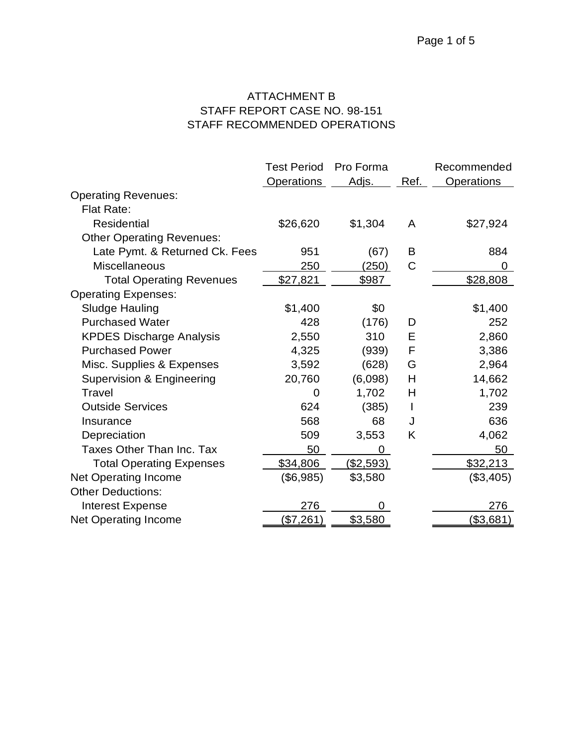# ATTACHMENT B
## STAFF REPORT CASE NO. 98-151
## STAFF RECOMMENDED OPERATIONS

| | Test Period Operations | Pro Forma Adjs. | Ref. | Recommended Operations |
|---|---|---|---|---|
| Operating Revenues: | | | | |
| Flat Rate: | | | | |
| Residential | $26,620 | $1,304 | A | $27,924 |
| Other Operating Revenues: | | | | |
| Late Pymt. & Returned Ck. Fees | 951 | (67) | B | 884 |
| Miscellaneous | 250 | (250) | C | 0 |
| Total Operating Revenues | $27,821 | $987 | | $28,808 |
| Operating Expenses: | | | | |
| Sludge Hauling | $1,400 | $0 | | $1,400 |
| Purchased Water | 428 | (176) | D | 252 |
| KPDES Discharge Analysis | 2,550 | 310 | E | 2,860 |
| Purchased Power | 4,325 | (939) | F | 3,386 |
| Misc. Supplies & Expenses | 3,592 | (628) | G | 2,964 |
| Supervision & Engineering | 20,760 | (6,098) | H | 14,662 |
| Travel | 0 | 1,702 | H | 1,702 |
| Outside Services | 624 | (385) | I | 239 |
| Insurance | 568 | 68 | J | 636 |
| Depreciation | 509 | 3,553 | K | 4,062 |
| Taxes Other Than Inc. Tax | 50 | 0 | | 50 |
| Total Operating Expenses | $34,806 | ($2,593) | | $32,213 |
| Net Operating Income | ($6,985) | $3,580 | | ($3,405) |
| Other Deductions: | | | | |
| Interest Expense | 276 | 0 | | 276 |
| Net Operating Income | ($7,261) | $3,580 | | ($3,681) |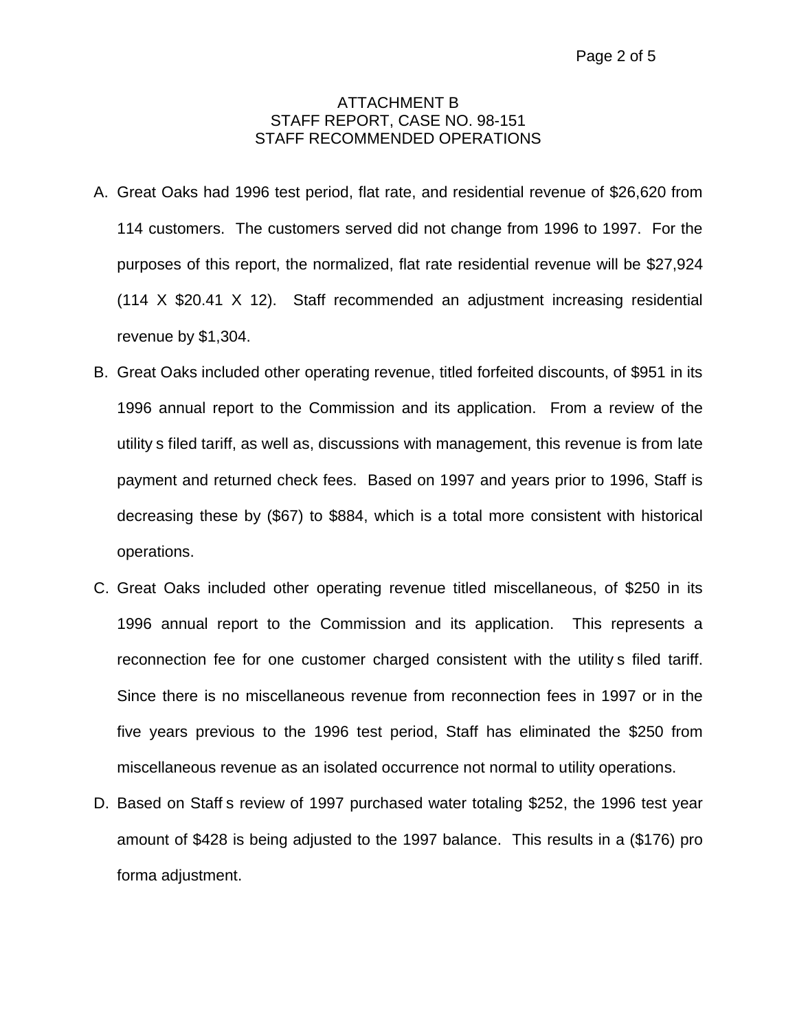ATTACHMENT B
STAFF REPORT, CASE NO. 98-151
STAFF RECOMMENDED OPERATIONS

A. Great Oaks had 1996 test period, flat rate, and residential revenue of $26,620 from 114 customers. The customers served did not change from 1996 to 1997. For the purposes of this report, the normalized, flat rate residential revenue will be $27,924 (114 X $20.41 X 12). Staff recommended an adjustment increasing residential revenue by $1,304.

B. Great Oaks included other operating revenue, titled forfeited discounts, of $951 in its 1996 annual report to the Commission and its application. From a review of the utility s filed tariff, as well as, discussions with management, this revenue is from late payment and returned check fees. Based on 1997 and years prior to 1996, Staff is decreasing these by ($67) to $884, which is a total more consistent with historical operations.

C. Great Oaks included other operating revenue titled miscellaneous, of $250 in its 1996 annual report to the Commission and its application. This represents a reconnection fee for one customer charged consistent with the utility s filed tariff. Since there is no miscellaneous revenue from reconnection fees in 1997 or in the five years previous to the 1996 test period, Staff has eliminated the $250 from miscellaneous revenue as an isolated occurrence not normal to utility operations.

D. Based on Staff s review of 1997 purchased water totaling $252, the 1996 test year amount of $428 is being adjusted to the 1997 balance. This results in a ($176) pro forma adjustment.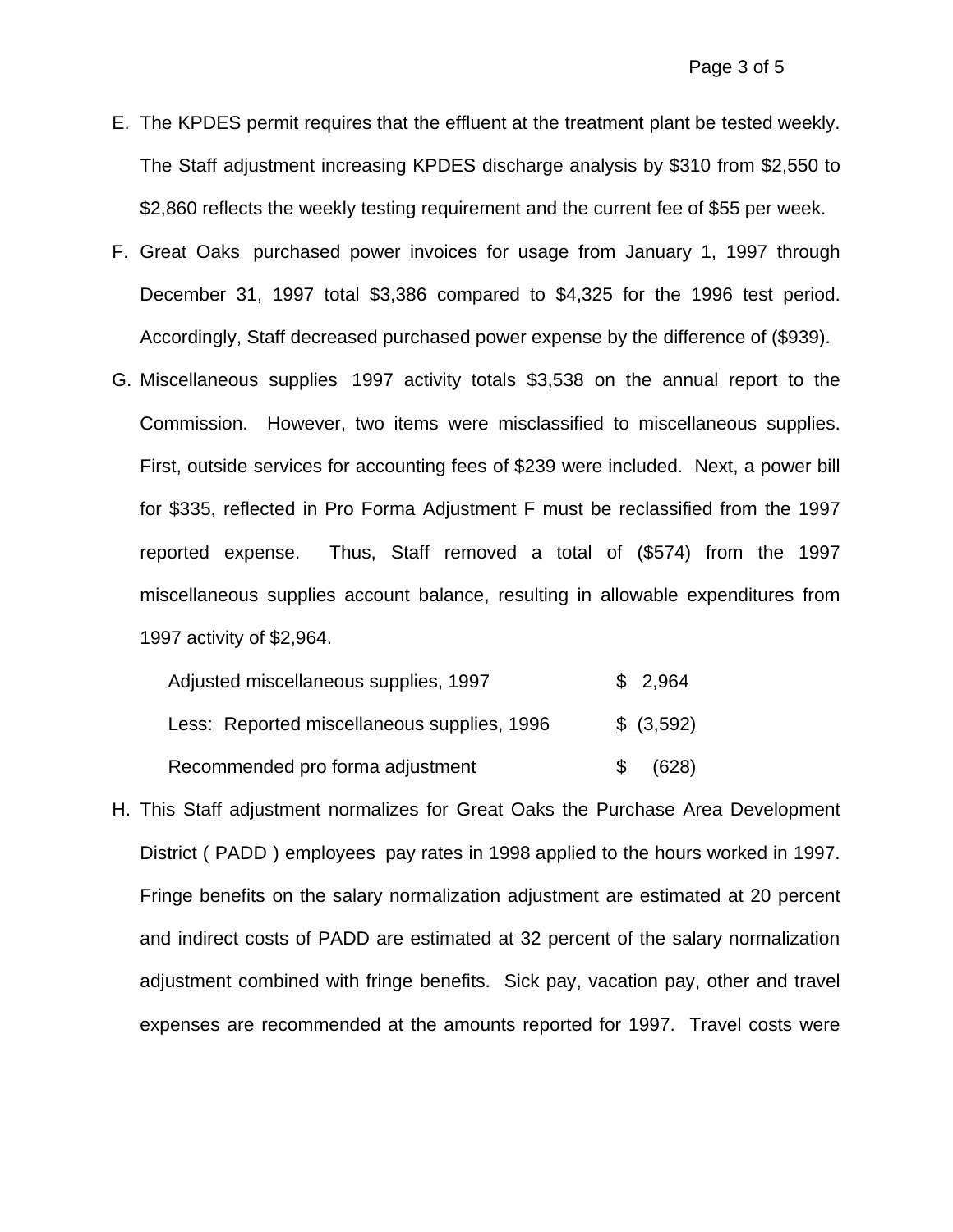E. The KPDES permit requires that the effluent at the treatment plant be tested weekly. The Staff adjustment increasing KPDES discharge analysis by $310 from $2,550 to $2,860 reflects the weekly testing requirement and the current fee of $55 per week.

F. Great Oaks purchased power invoices for usage from January 1, 1997 through December 31, 1997 total $3,386 compared to $4,325 for the 1996 test period. Accordingly, Staff decreased purchased power expense by the difference of ($939).

G. Miscellaneous supplies 1997 activity totals $3,538 on the annual report to the Commission. However, two items were misclassified to miscellaneous supplies. First, outside services for accounting fees of $239 were included. Next, a power bill for $335, reflected in Pro Forma Adjustment F must be reclassified from the 1997 reported expense. Thus, Staff removed a total of ($574) from the 1997 miscellaneous supplies account balance, resulting in allowable expenditures from 1997 activity of $2,964.

| | |
|---|---|
| Adjusted miscellaneous supplies, 1997 | $ 2,964 |
| Less: Reported miscellaneous supplies, 1996 | $ (3,592) |
| Recommended pro forma adjustment | $ (628) |

H. This Staff adjustment normalizes for Great Oaks the Purchase Area Development District ( PADD ) employees pay rates in 1998 applied to the hours worked in 1997. Fringe benefits on the salary normalization adjustment are estimated at 20 percent and indirect costs of PADD are estimated at 32 percent of the salary normalization adjustment combined with fringe benefits. Sick pay, vacation pay, other and travel expenses are recommended at the amounts reported for 1997. Travel costs were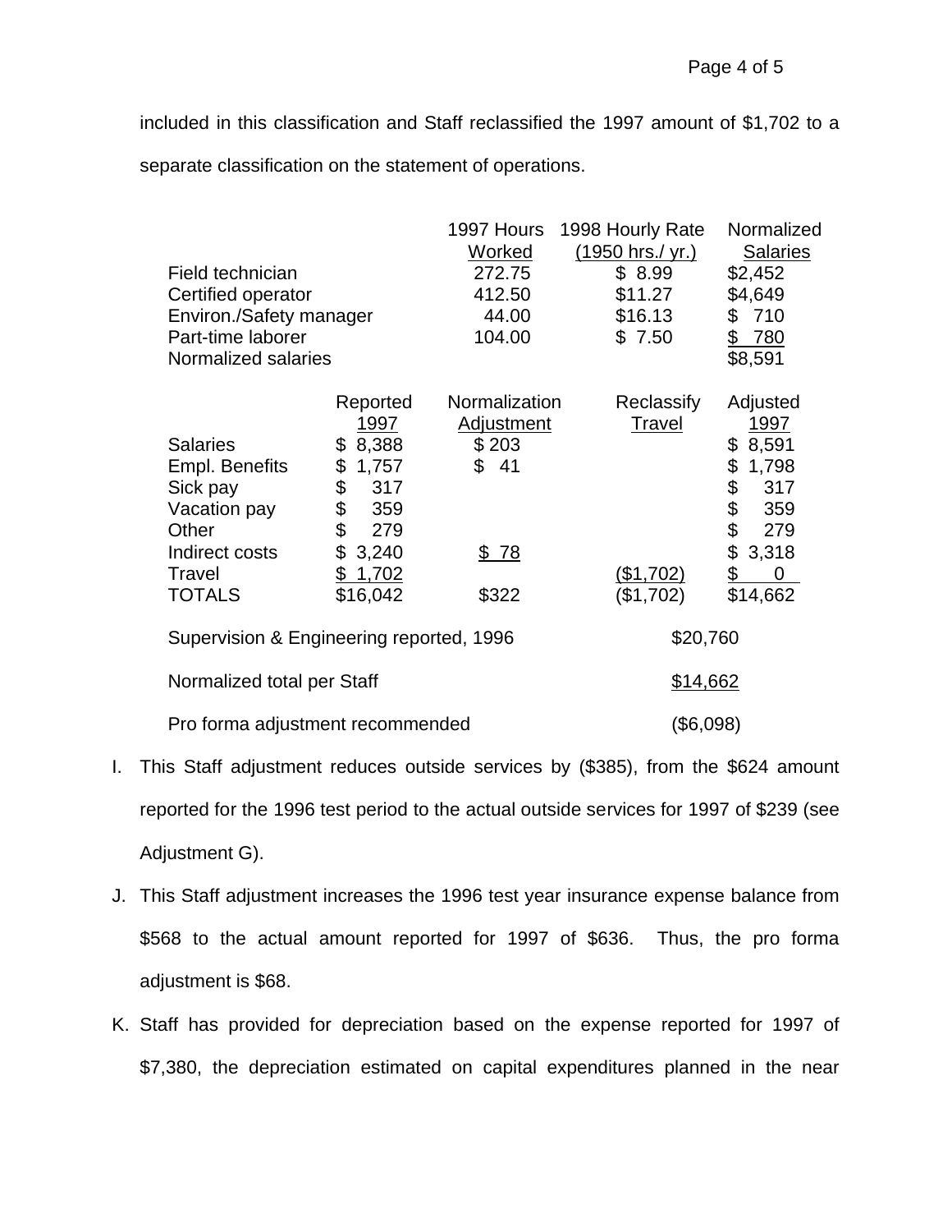included in this classification and Staff reclassified the 1997 amount of $1,702 to a separate classification on the statement of operations.

| | 1997 Hours Worked | 1998 Hourly Rate (1950 hrs./ yr.) | Normalized Salaries |
|---|---|---|---|
| Field technician | 272.75 | $ 8.99 | $2,452 |
| Certified operator | 412.50 | $11.27 | $4,649 |
| Environ./Safety manager | 44.00 | $16.13 | $ 710 |
| Part-time laborer | 104.00 | $ 7.50 | $ 780 |
| Normalized salaries | | | $8,591 |

| | Reported 1997 | Normalization Adjustment | Reclassify Travel | Adjusted 1997 |
|---|---|---|---|---|
| Salaries | $ 8,388 | $ 203 | | $ 8,591 |
| Empl. Benefits | $ 1,757 | $ 41 | | $ 1,798 |
| Sick pay | $ 317 | | | $ 317 |
| Vacation pay | $ 359 | | | $ 359 |
| Other | $ 279 | | | $ 279 |
| Indirect costs | $ 3,240 | $ 78 | | $ 3,318 |
| Travel | $ 1,702 | | ($1,702) | $ 0 |
| TOTALS | $16,042 | $322 | ($1,702) | $14,662 |

| | |
|---|---|
| Supervision & Engineering reported, 1996 | $20,760 |
| Normalized total per Staff | $14,662 |
| Pro forma adjustment recommended | ($6,098) |

I. This Staff adjustment reduces outside services by ($385), from the $624 amount reported for the 1996 test period to the actual outside services for 1997 of $239 (see Adjustment G).

J. This Staff adjustment increases the 1996 test year insurance expense balance from $568 to the actual amount reported for 1997 of $636. Thus, the pro forma adjustment is $68.

K. Staff has provided for depreciation based on the expense reported for 1997 of $7,380, the depreciation estimated on capital expenditures planned in the near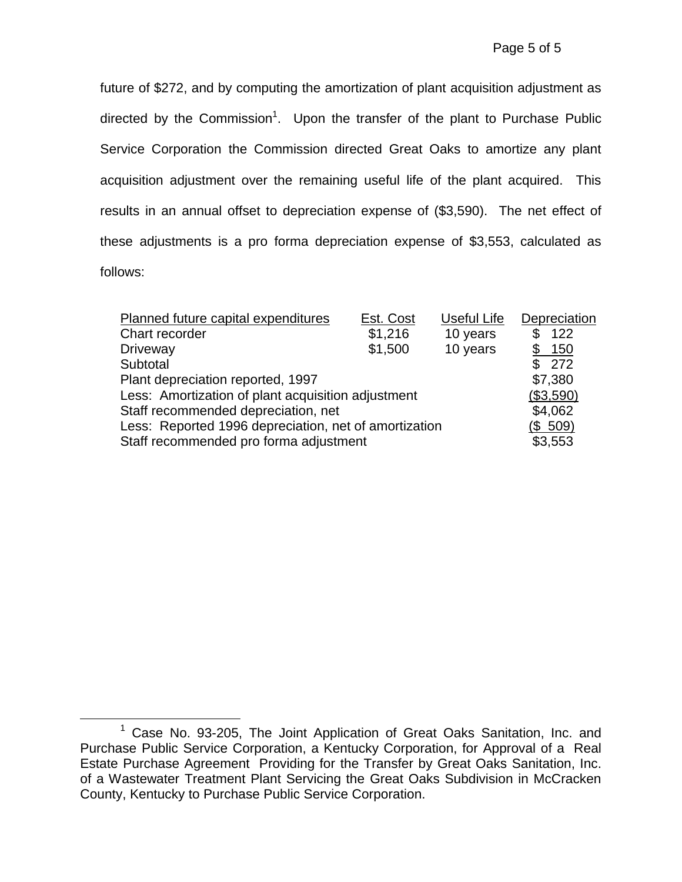future of $272, and by computing the amortization of plant acquisition adjustment as directed by the Commission[1]. Upon the transfer of the plant to Purchase Public Service Corporation the Commission directed Great Oaks to amortize any plant acquisition adjustment over the remaining useful life of the plant acquired. This results in an annual offset to depreciation expense of ($3,590). The net effect of these adjustments is a pro forma depreciation expense of $3,553, calculated as follows:

| Planned future capital expenditures | Est. Cost | Useful Life | Depreciation |
|---|---|---|---|
| Chart recorder | $1,216 | 10 years | $ 122 |
| Driveway | $1,500 | 10 years | $ 150 |
| Subtotal | | | $ 272 |
| Plant depreciation reported, 1997 | | | $7,380 |
| Less: Amortization of plant acquisition adjustment | | | ($3,590) |
| Staff recommended depreciation, net | | | $4,062 |
| Less: Reported 1996 depreciation, net of amortization | | | ($ 509) |
| Staff recommended pro forma adjustment | | | $3,553 |

[1] Case No. 93-205, The Joint Application of Great Oaks Sanitation, Inc. and Purchase Public Service Corporation, a Kentucky Corporation, for Approval of a Real Estate Purchase Agreement Providing for the Transfer by Great Oaks Sanitation, Inc. of a Wastewater Treatment Plant Servicing the Great Oaks Subdivision in McCracken County, Kentucky to Purchase Public Service Corporation.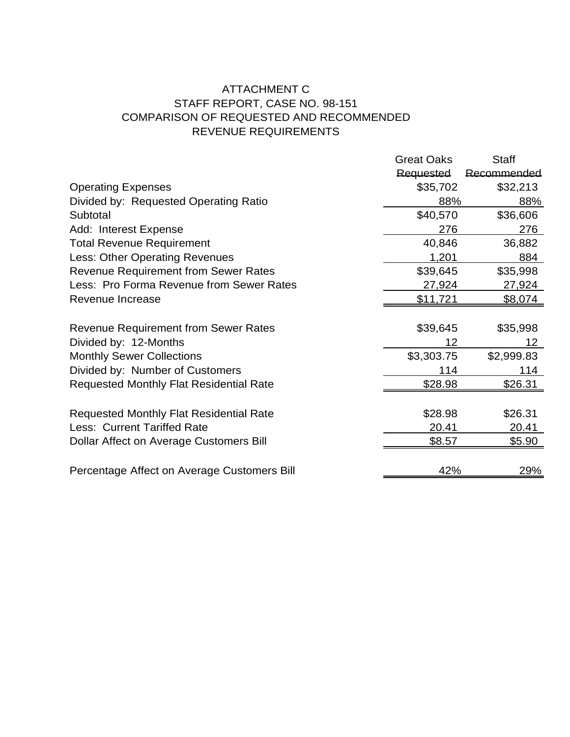ATTACHMENT C
STAFF REPORT, CASE NO. 98-151
COMPARISON OF REQUESTED AND RECOMMENDED
REVENUE REQUIREMENTS

| | Great Oaks Requested | Staff Recommended |
|---|---|---|
| Operating Expenses | $35,702 | $32,213 |
| Divided by: Requested Operating Ratio | 88% | 88% |
| Subtotal | $40,570 | $36,606 |
| Add: Interest Expense | 276 | 276 |
| Total Revenue Requirement | 40,846 | 36,882 |
| Less: Other Operating Revenues | 1,201 | 884 |
| Revenue Requirement from Sewer Rates | $39,645 | $35,998 |
| Less: Pro Forma Revenue from Sewer Rates | 27,924 | 27,924 |
| Revenue Increase | $11,721 | $8,074 |
| | | |
| Revenue Requirement from Sewer Rates | $39,645 | $35,998 |
| Divided by: 12-Months | 12 | 12 |
| Monthly Sewer Collections | $3,303.75 | $2,999.83 |
| Divided by: Number of Customers | 114 | 114 |
| Requested Monthly Flat Residential Rate | $28.98 | $26.31 |
| | | |
| Requested Monthly Flat Residential Rate | $28.98 | $26.31 |
| Less: Current Tariffed Rate | 20.41 | 20.41 |
| Dollar Affect on Average Customers Bill | $8.57 | $5.90 |
| | | |
| Percentage Affect on Average Customers Bill | 42% | 29% |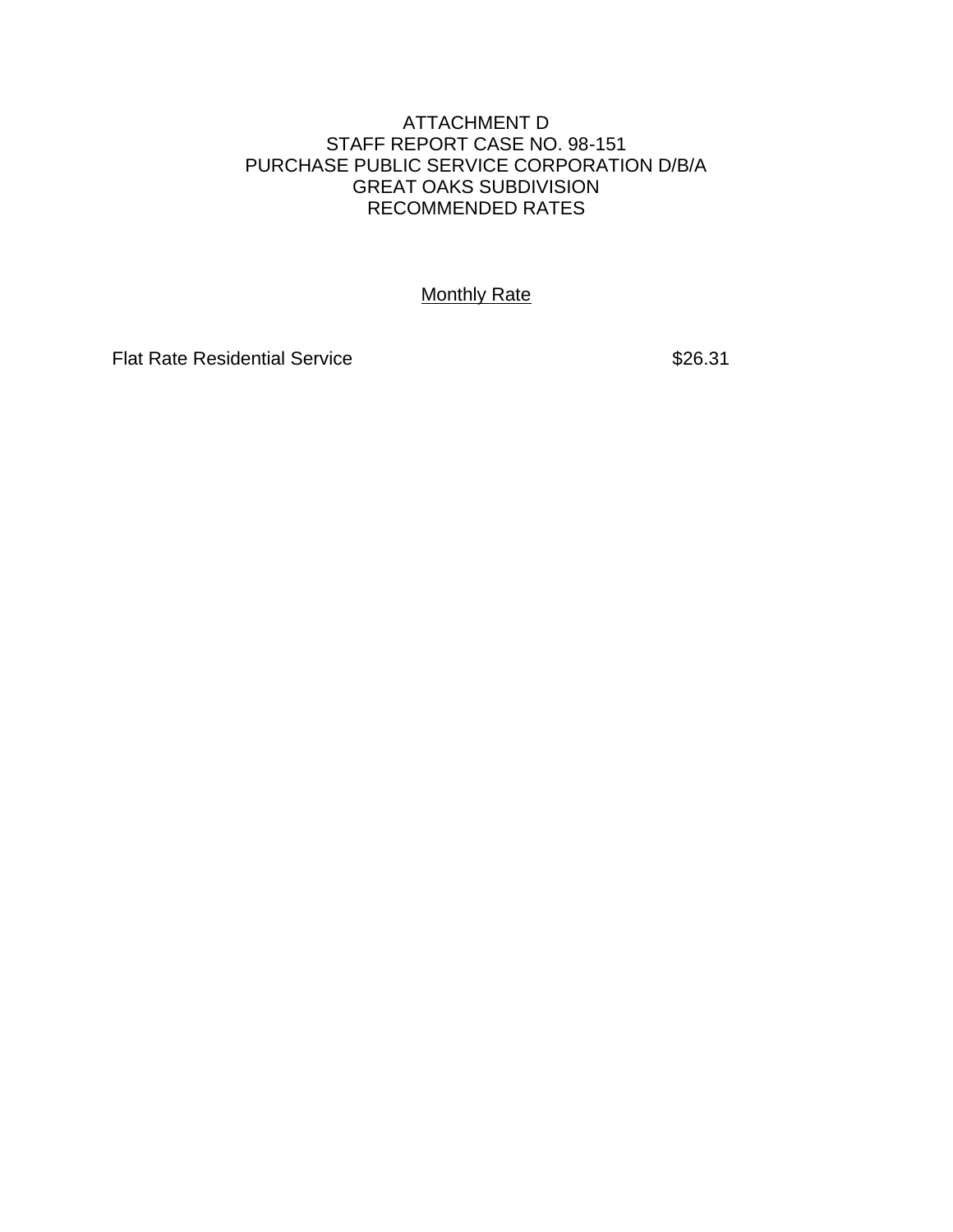ATTACHMENT D
STAFF REPORT CASE NO. 98-151
PURCHASE PUBLIC SERVICE CORPORATION D/B/A
GREAT OAKS SUBDIVISION
RECOMMENDED RATES

| | Monthly Rate |
|---|---|
| Flat Rate Residential Service | $26.31 |